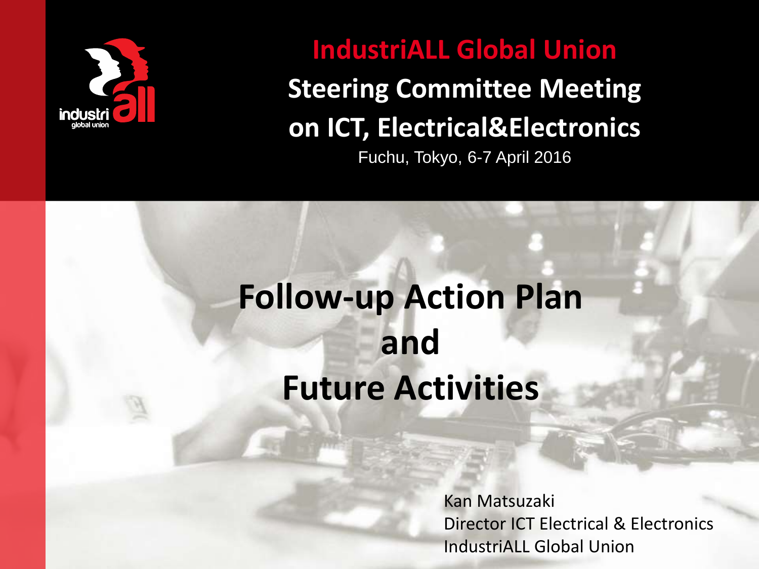**IndustriALL Global Union**

**Steering Committee Meeting on ICT, Electrical&Electronics**

Fuchu, Tokyo, 6-7 April 2016

# Follow-up Action Plan and Future Activities

Kan Matsuzaki
Director ICT Electrical & Electronics
IndustriALL Global Union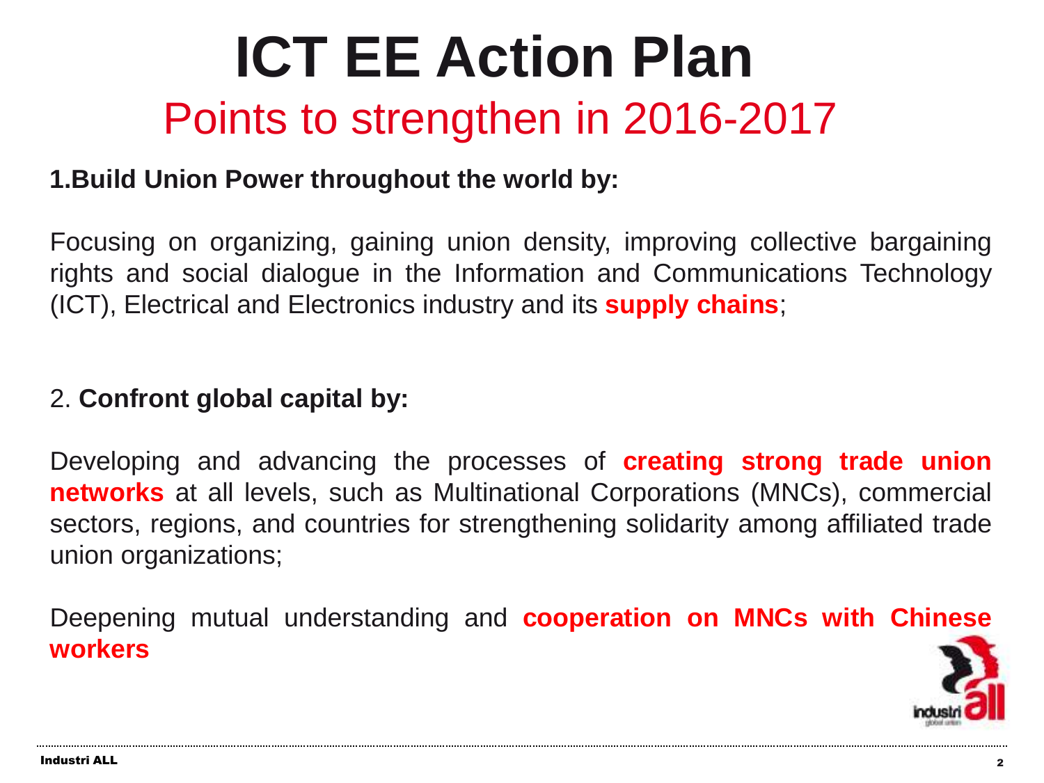# ICT EE Action Plan

## Points to strengthen in 2016-2017

**1.Build Union Power throughout the world by:**

Focusing on organizing, gaining union density, improving collective bargaining rights and social dialogue in the Information and Communications Technology (ICT), Electrical and Electronics industry and its **supply chains**;

2. **Confront global capital by:**

Developing and advancing the processes of **creating strong trade union networks** at all levels, such as Multinational Corporations (MNCs), commercial sectors, regions, and countries for strengthening solidarity among affiliated trade union organizations;

Deepening mutual understanding and **cooperation on MNCs with Chinese workers**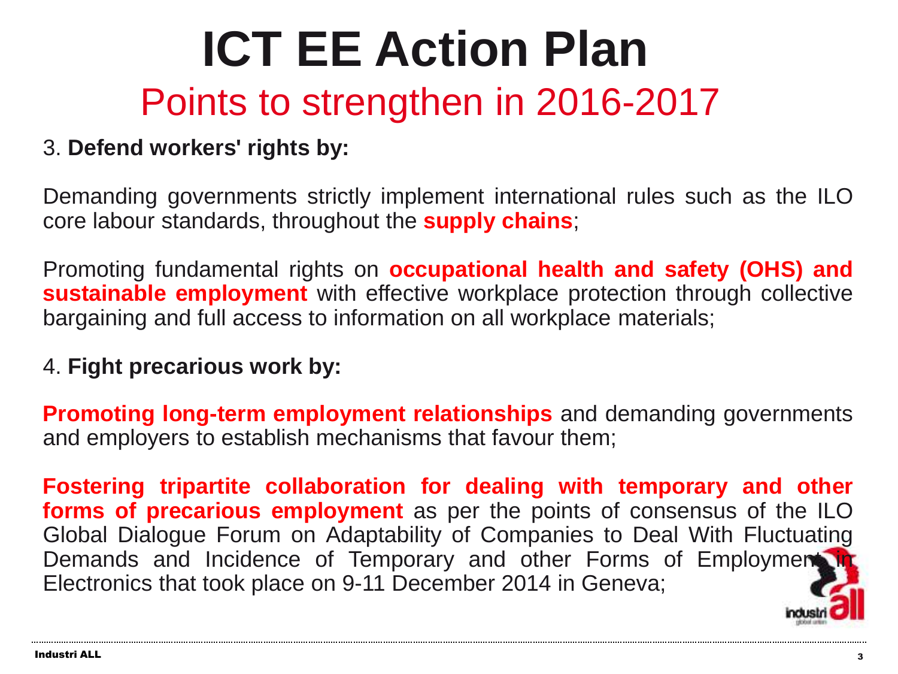# ICT EE Action Plan

## Points to strengthen in 2016-2017

3. **Defend workers' rights by:**

Demanding governments strictly implement international rules such as the ILO core labour standards, throughout the **supply chains**;

Promoting fundamental rights on **occupational health and safety (OHS) and sustainable employment** with effective workplace protection through collective bargaining and full access to information on all workplace materials;

4. **Fight precarious work by:**

**Promoting long-term employment relationships** and demanding governments and employers to establish mechanisms that favour them;

**Fostering tripartite collaboration for dealing with temporary and other forms of precarious employment** as per the points of consensus of the ILO Global Dialogue Forum on Adaptability of Companies to Deal With Fluctuating Demands and Incidence of Temporary and other Forms of Employment in Electronics that took place on 9-11 December 2014 in Geneva;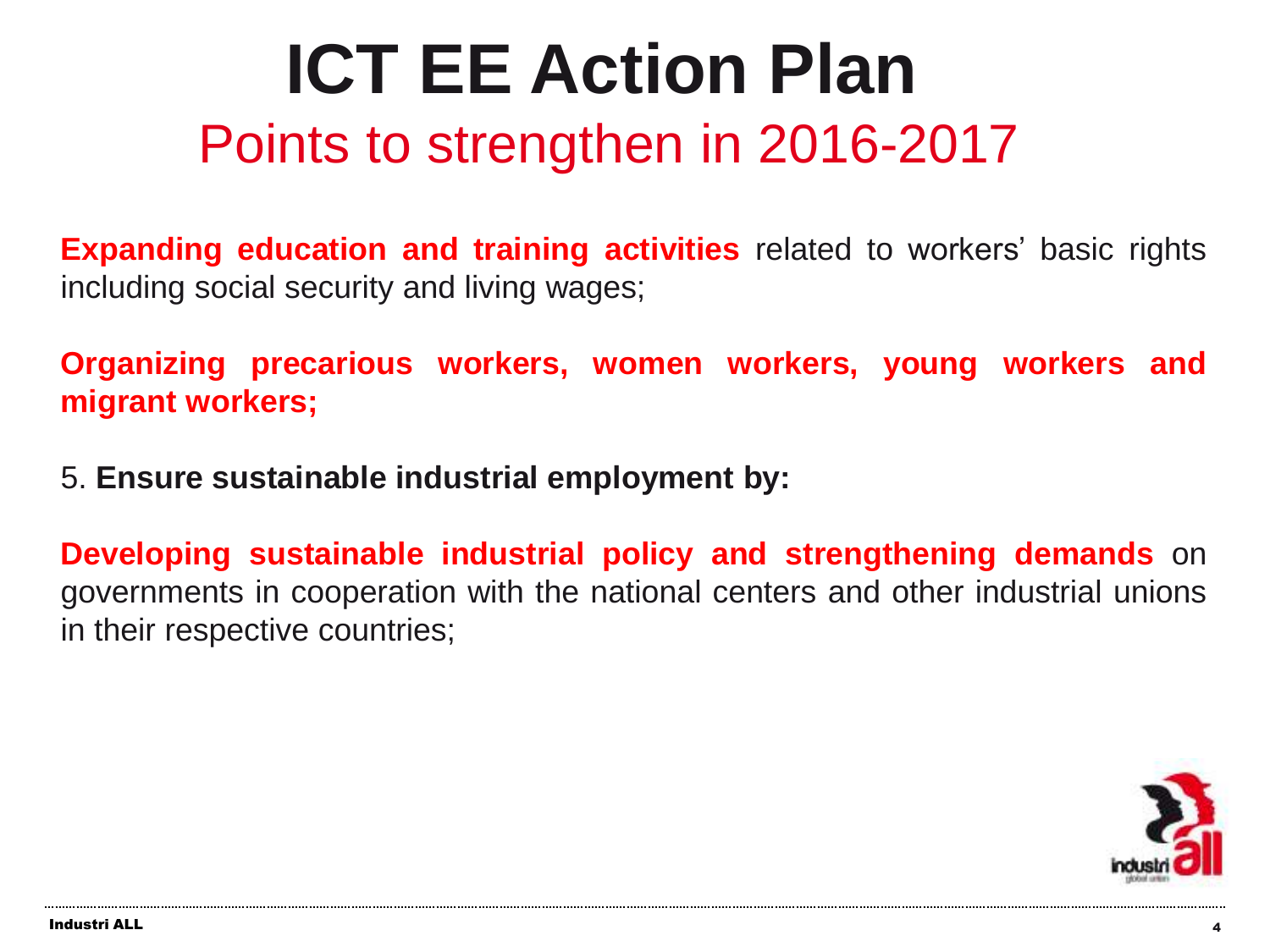# ICT EE Action Plan

## Points to strengthen in 2016-2017

**Expanding education and training activities** related to workers' basic rights including social security and living wages;

**Organizing precarious workers, women workers, young workers and migrant workers;**

5. **Ensure sustainable industrial employment by:**

**Developing sustainable industrial policy and strengthening demands** on governments in cooperation with the national centers and other industrial unions in their respective countries;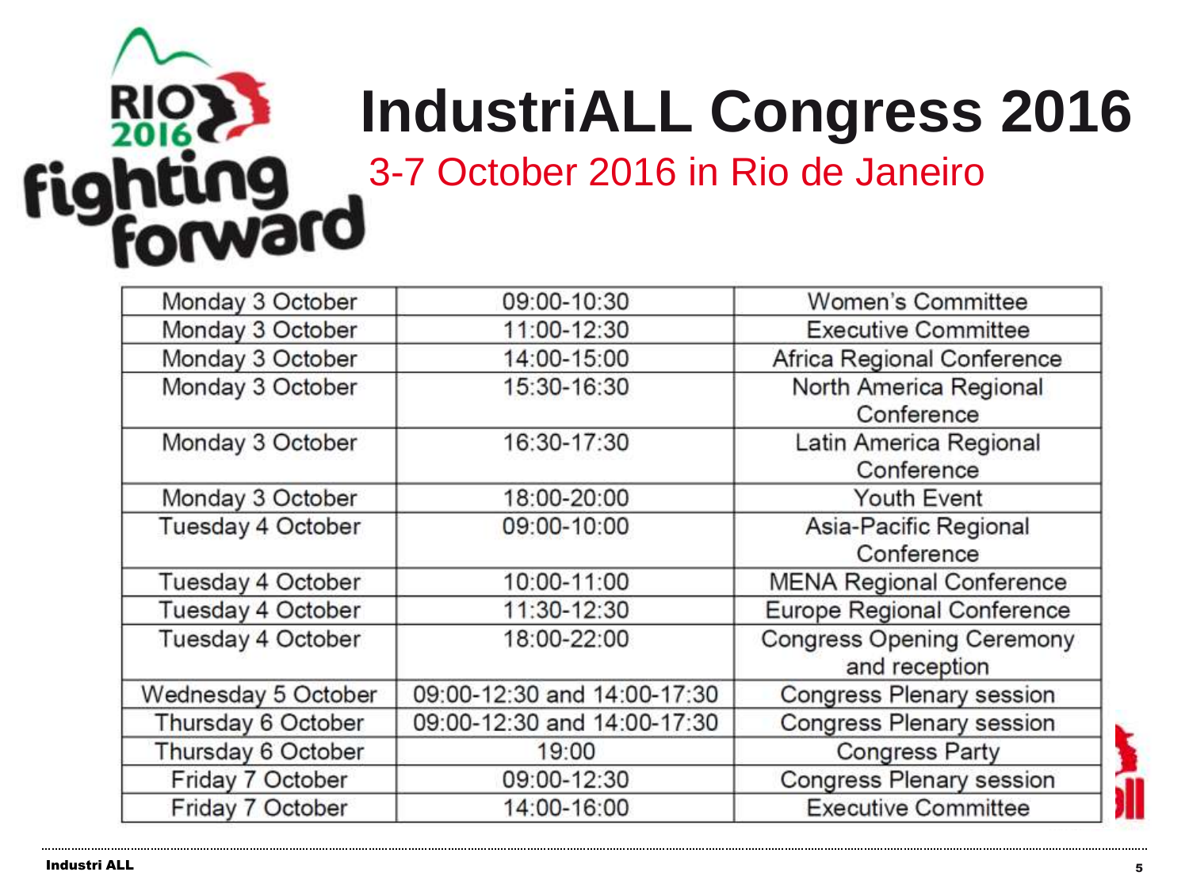# IndustriALL Congress 2016

3-7 October 2016 in Rio de Janeiro

| Monday 3 October | 09:00-10:30 | Women's Committee |
|---|---|---|
| Monday 3 October | 11:00-12:30 | Executive Committee |
| Monday 3 October | 14:00-15:00 | Africa Regional Conference |
| Monday 3 October | 15:30-16:30 | North America Regional Conference |
| Monday 3 October | 16:30-17:30 | Latin America Regional Conference |
| Monday 3 October | 18:00-20:00 | Youth Event |
| Tuesday 4 October | 09:00-10:00 | Asia-Pacific Regional Conference |
| Tuesday 4 October | 10:00-11:00 | MENA Regional Conference |
| Tuesday 4 October | 11:30-12:30 | Europe Regional Conference |
| Tuesday 4 October | 18:00-22:00 | Congress Opening Ceremony and reception |
| Wednesday 5 October | 09:00-12:30 and 14:00-17:30 | Congress Plenary session |
| Thursday 6 October | 09:00-12:30 and 14:00-17:30 | Congress Plenary session |
| Thursday 6 October | 19:00 | Congress Party |
| Friday 7 October | 09:00-12:30 | Congress Plenary session |
| Friday 7 October | 14:00-16:00 | Executive Committee |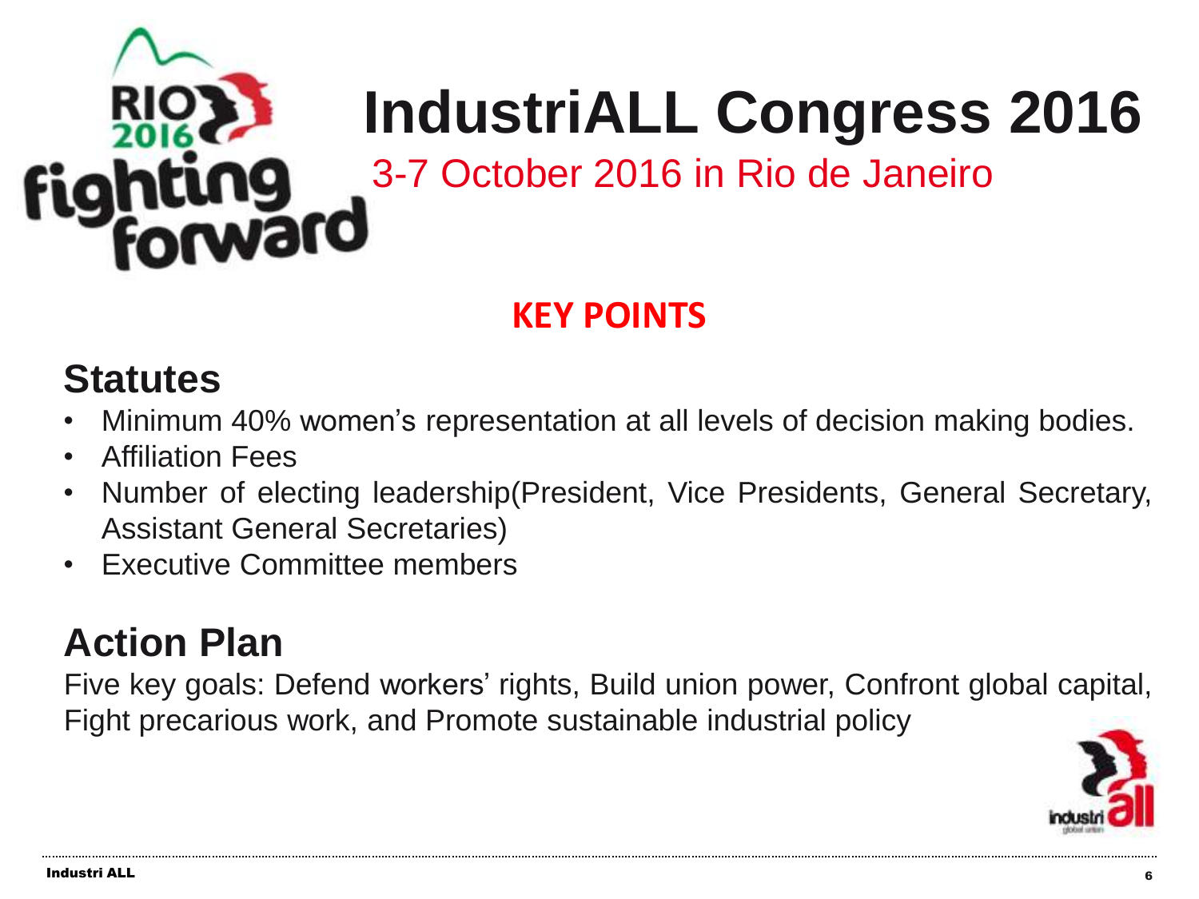# IndustriALL Congress 2016

3-7 October 2016 in Rio de Janeiro

**KEY POINTS**

## Statutes

- Minimum 40% women's representation at all levels of decision making bodies.
- Affiliation Fees
- Number of electing leadership(President, Vice Presidents, General Secretary, Assistant General Secretaries)
- Executive Committee members

## Action Plan

Five key goals: Defend workers' rights, Build union power, Confront global capital, Fight precarious work, and Promote sustainable industrial policy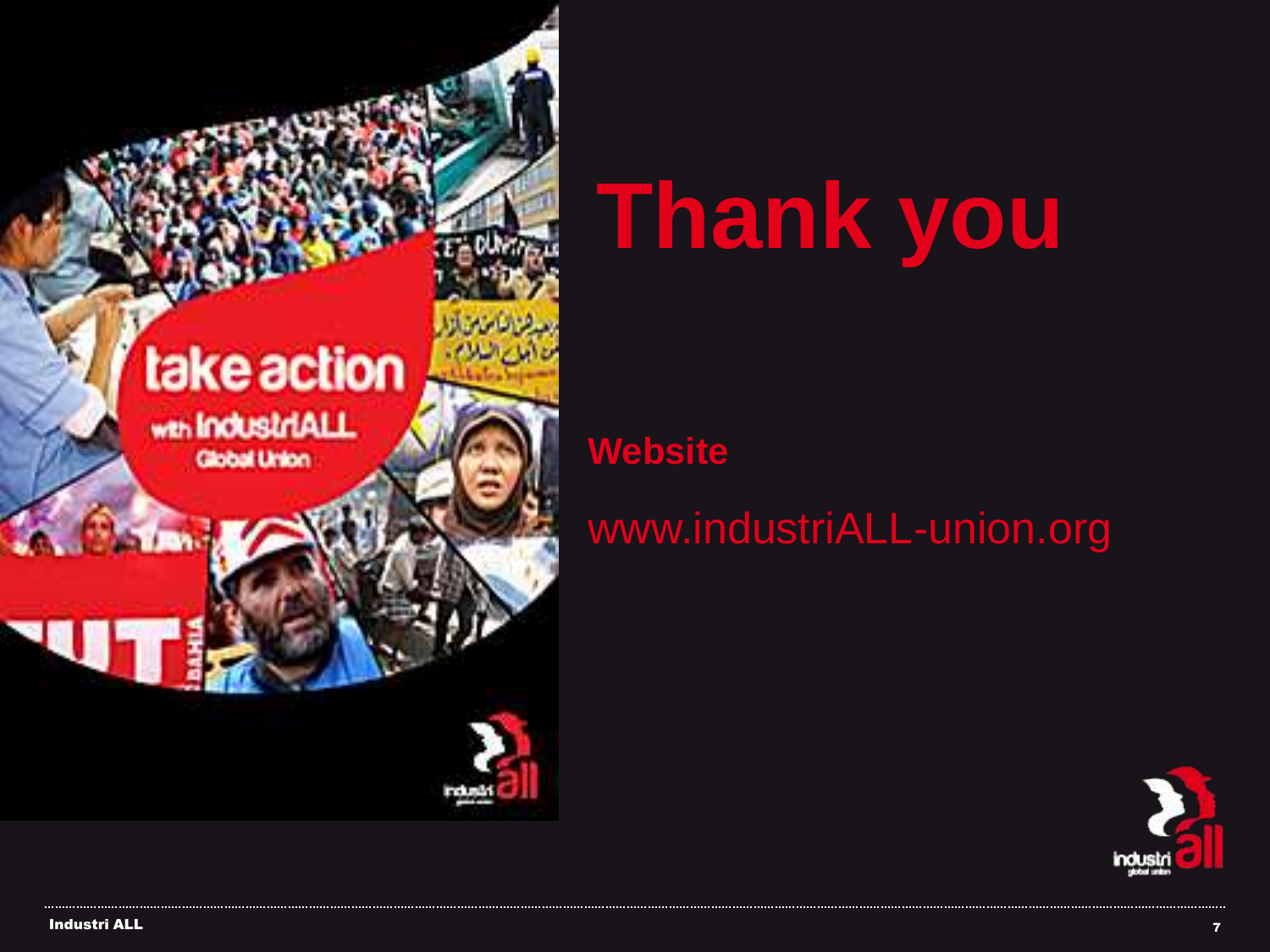# Thank you

**Website**

www.industriALL-union.org